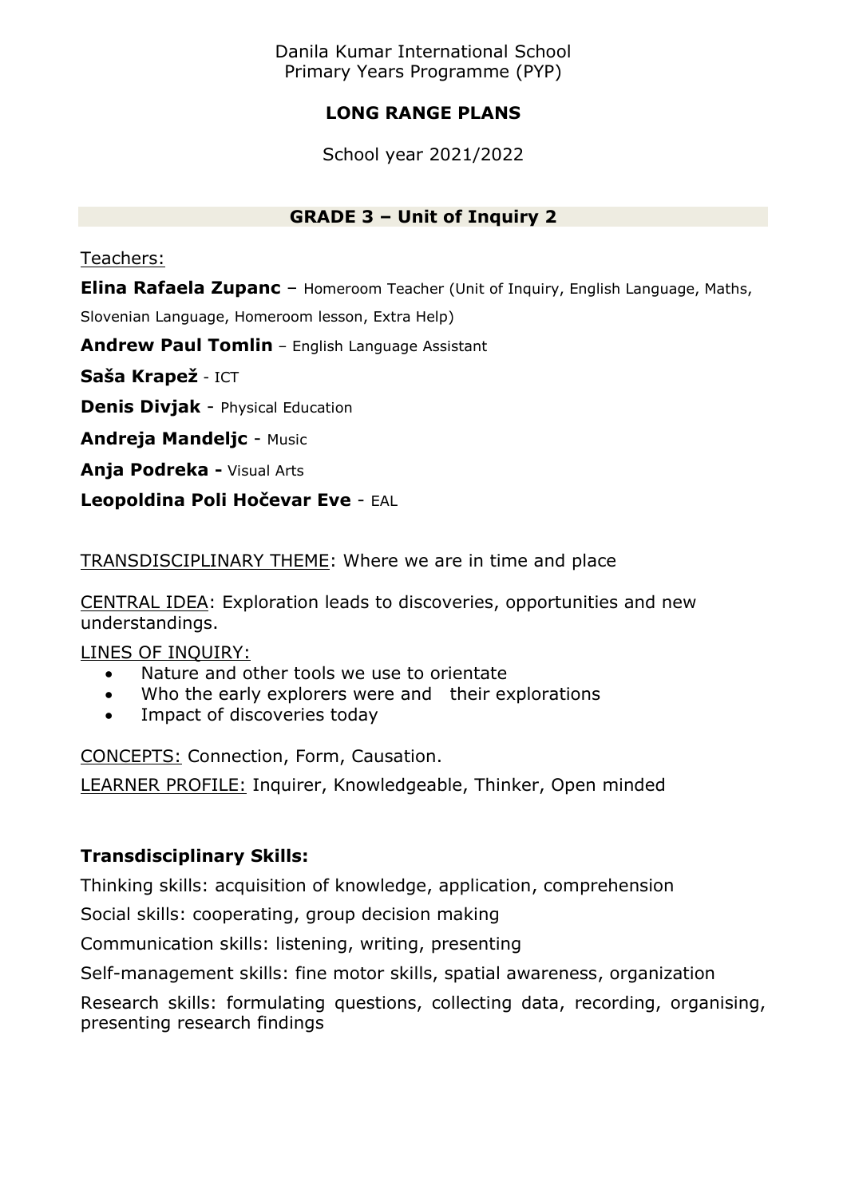Danila Kumar International School
Primary Years Programme (PYP)

# LONG RANGE PLANS

School year 2021/2022

## GRADE 3 – Unit of Inquiry 2

Teachers:

**Elina Rafaela Zupanc** – Homeroom Teacher (Unit of Inquiry, English Language, Maths, Slovenian Language, Homeroom lesson, Extra Help)

**Andrew Paul Tomlin** – English Language Assistant

**Saša Krapež** - ICT

**Denis Divjak** - Physical Education

**Andreja Mandeljc** - Music

**Anja Podreka -** Visual Arts

**Leopoldina Poli Hočevar Eve** - EAL

TRANSDISCIPLINARY THEME: Where we are in time and place

CENTRAL IDEA: Exploration leads to discoveries, opportunities and new understandings.

LINES OF INQUIRY:

- Nature and other tools we use to orientate
- Who the early explorers were and their explorations
- Impact of discoveries today

CONCEPTS: Connection, Form, Causation.

LEARNER PROFILE: Inquirer, Knowledgeable, Thinker, Open minded

**Transdisciplinary Skills:**

Thinking skills: acquisition of knowledge, application, comprehension

Social skills: cooperating, group decision making

Communication skills: listening, writing, presenting

Self-management skills: fine motor skills, spatial awareness, organization

Research skills: formulating questions, collecting data, recording, organising, presenting research findings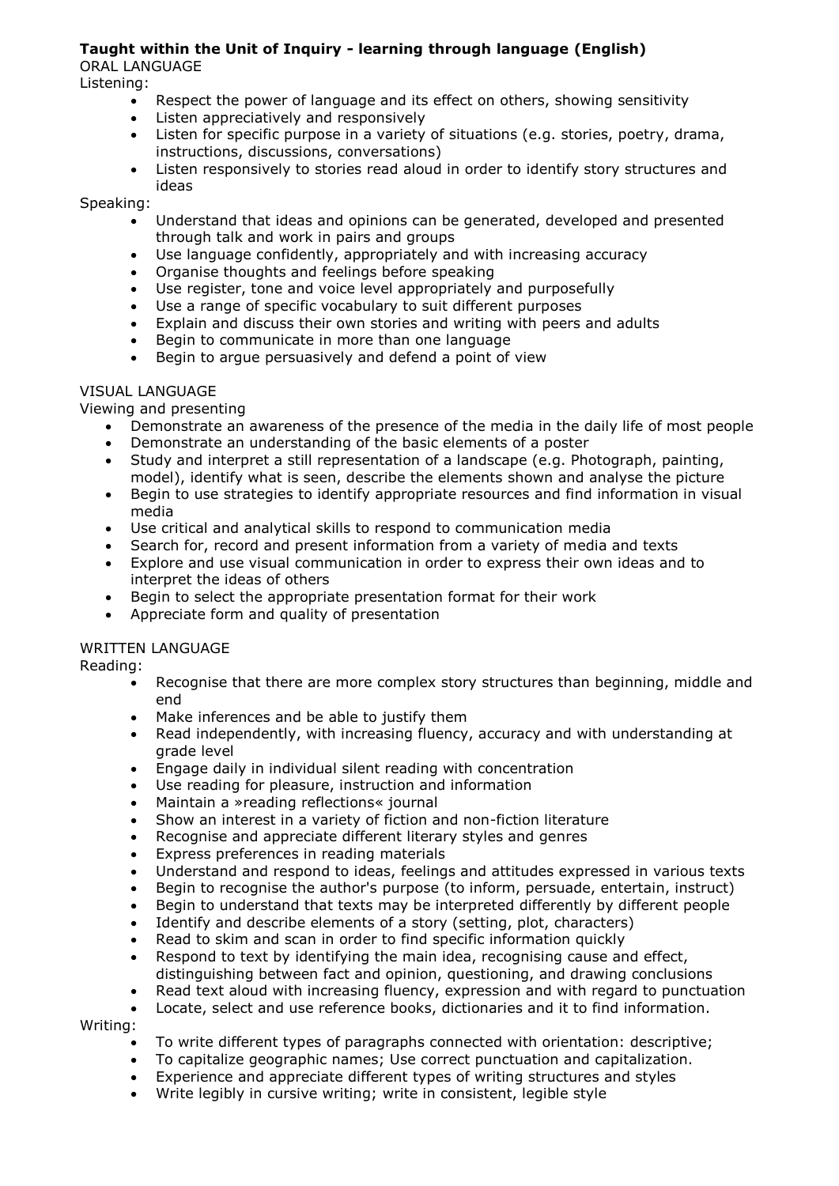**Taught within the Unit of Inquiry - learning through language (English)**

ORAL LANGUAGE

Listening:

- Respect the power of language and its effect on others, showing sensitivity
- Listen appreciatively and responsively
- Listen for specific purpose in a variety of situations (e.g. stories, poetry, drama, instructions, discussions, conversations)
- Listen responsively to stories read aloud in order to identify story structures and ideas

Speaking:

- Understand that ideas and opinions can be generated, developed and presented through talk and work in pairs and groups
- Use language confidently, appropriately and with increasing accuracy
- Organise thoughts and feelings before speaking
- Use register, tone and voice level appropriately and purposefully
- Use a range of specific vocabulary to suit different purposes
- Explain and discuss their own stories and writing with peers and adults
- Begin to communicate in more than one language
- Begin to argue persuasively and defend a point of view

VISUAL LANGUAGE

Viewing and presenting

- Demonstrate an awareness of the presence of the media in the daily life of most people
- Demonstrate an understanding of the basic elements of a poster
- Study and interpret a still representation of a landscape (e.g. Photograph, painting, model), identify what is seen, describe the elements shown and analyse the picture
- Begin to use strategies to identify appropriate resources and find information in visual media
- Use critical and analytical skills to respond to communication media
- Search for, record and present information from a variety of media and texts
- Explore and use visual communication in order to express their own ideas and to interpret the ideas of others
- Begin to select the appropriate presentation format for their work
- Appreciate form and quality of presentation

WRITTEN LANGUAGE

Reading:

- Recognise that there are more complex story structures than beginning, middle and end
- Make inferences and be able to justify them
- Read independently, with increasing fluency, accuracy and with understanding at grade level
- Engage daily in individual silent reading with concentration
- Use reading for pleasure, instruction and information
- Maintain a »reading reflections« journal
- Show an interest in a variety of fiction and non-fiction literature
- Recognise and appreciate different literary styles and genres
- Express preferences in reading materials
- Understand and respond to ideas, feelings and attitudes expressed in various texts
- Begin to recognise the author's purpose (to inform, persuade, entertain, instruct)
- Begin to understand that texts may be interpreted differently by different people
- Identify and describe elements of a story (setting, plot, characters)
- Read to skim and scan in order to find specific information quickly
- Respond to text by identifying the main idea, recognising cause and effect, distinguishing between fact and opinion, questioning, and drawing conclusions
- Read text aloud with increasing fluency, expression and with regard to punctuation
- Locate, select and use reference books, dictionaries and it to find information.

Writing:

- To write different types of paragraphs connected with orientation: descriptive;
- To capitalize geographic names; Use correct punctuation and capitalization.
- Experience and appreciate different types of writing structures and styles
- Write legibly in cursive writing; write in consistent, legible style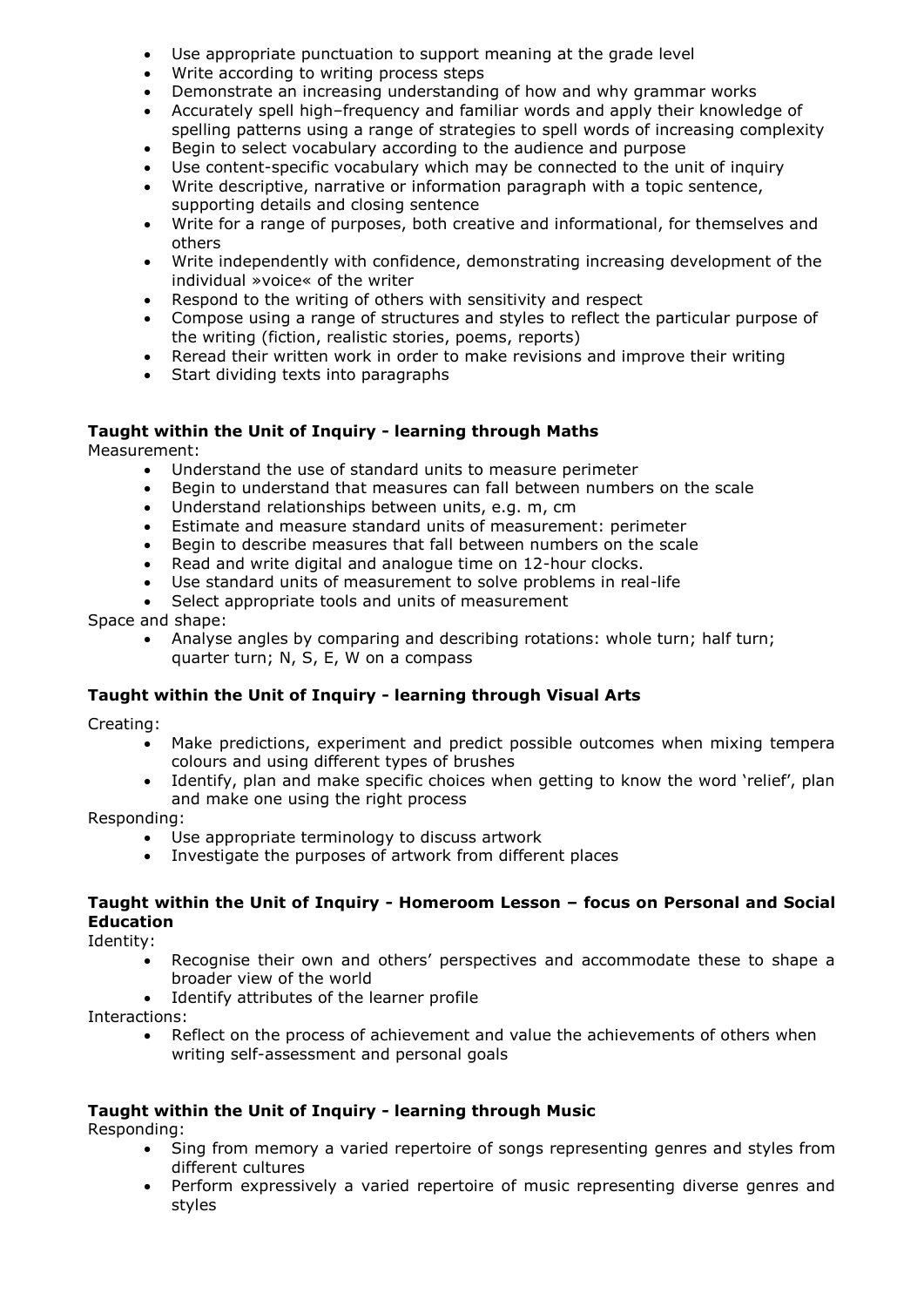- Use appropriate punctuation to support meaning at the grade level
- Write according to writing process steps
- Demonstrate an increasing understanding of how and why grammar works
- Accurately spell high–frequency and familiar words and apply their knowledge of spelling patterns using a range of strategies to spell words of increasing complexity
- Begin to select vocabulary according to the audience and purpose
- Use content-specific vocabulary which may be connected to the unit of inquiry
- Write descriptive, narrative or information paragraph with a topic sentence, supporting details and closing sentence
- Write for a range of purposes, both creative and informational, for themselves and others
- Write independently with confidence, demonstrating increasing development of the individual »voice« of the writer
- Respond to the writing of others with sensitivity and respect
- Compose using a range of structures and styles to reflect the particular purpose of the writing (fiction, realistic stories, poems, reports)
- Reread their written work in order to make revisions and improve their writing
- Start dividing texts into paragraphs

**Taught within the Unit of Inquiry - learning through Maths**

Measurement:

- Understand the use of standard units to measure perimeter
- Begin to understand that measures can fall between numbers on the scale
- Understand relationships between units, e.g. m, cm
- Estimate and measure standard units of measurement: perimeter
- Begin to describe measures that fall between numbers on the scale
- Read and write digital and analogue time on 12-hour clocks.
- Use standard units of measurement to solve problems in real-life
- Select appropriate tools and units of measurement

Space and shape:

- Analyse angles by comparing and describing rotations: whole turn; half turn; quarter turn; N, S, E, W on a compass

**Taught within the Unit of Inquiry - learning through Visual Arts**

Creating:

- Make predictions, experiment and predict possible outcomes when mixing tempera colours and using different types of brushes
- Identify, plan and make specific choices when getting to know the word 'relief', plan and make one using the right process

Responding:

- Use appropriate terminology to discuss artwork
- Investigate the purposes of artwork from different places

**Taught within the Unit of Inquiry - Homeroom Lesson – focus on Personal and Social Education**

Identity:

- Recognise their own and others' perspectives and accommodate these to shape a broader view of the world
- Identify attributes of the learner profile

Interactions:

- Reflect on the process of achievement and value the achievements of others when writing self-assessment and personal goals

**Taught within the Unit of Inquiry - learning through Music**

Responding:

- Sing from memory a varied repertoire of songs representing genres and styles from different cultures
- Perform expressively a varied repertoire of music representing diverse genres and styles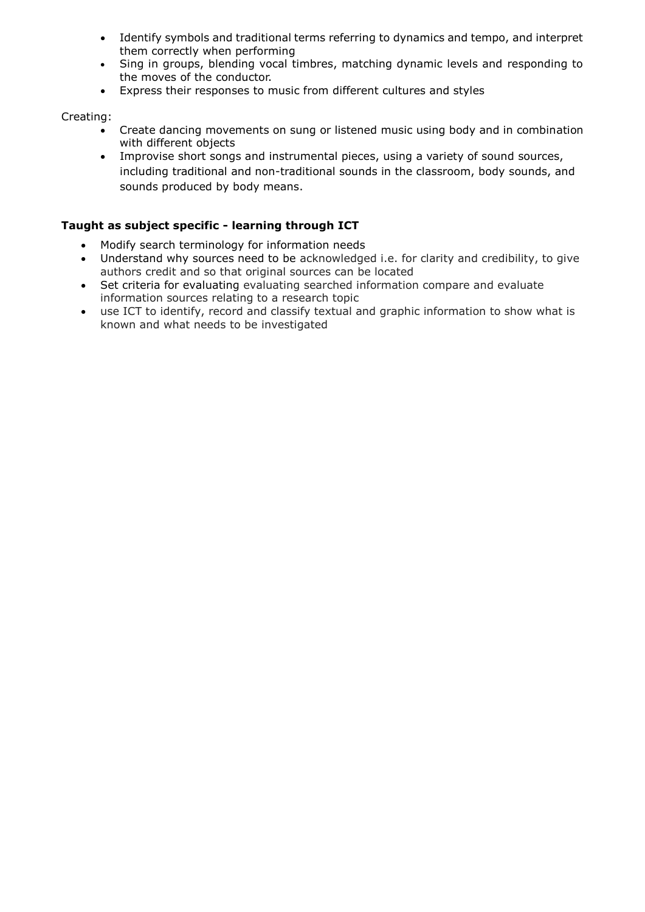- Identify symbols and traditional terms referring to dynamics and tempo, and interpret them correctly when performing
- Sing in groups, blending vocal timbres, matching dynamic levels and responding to the moves of the conductor.
- Express their responses to music from different cultures and styles

Creating:

- Create dancing movements on sung or listened music using body and in combination with different objects
- Improvise short songs and instrumental pieces, using a variety of sound sources, including traditional and non-traditional sounds in the classroom, body sounds, and sounds produced by body means.

**Taught as subject specific - learning through ICT**

- Modify search terminology for information needs
- Understand why sources need to be acknowledged i.e. for clarity and credibility, to give authors credit and so that original sources can be located
- Set criteria for evaluating evaluating searched information compare and evaluate information sources relating to a research topic
- use ICT to identify, record and classify textual and graphic information to show what is known and what needs to be investigated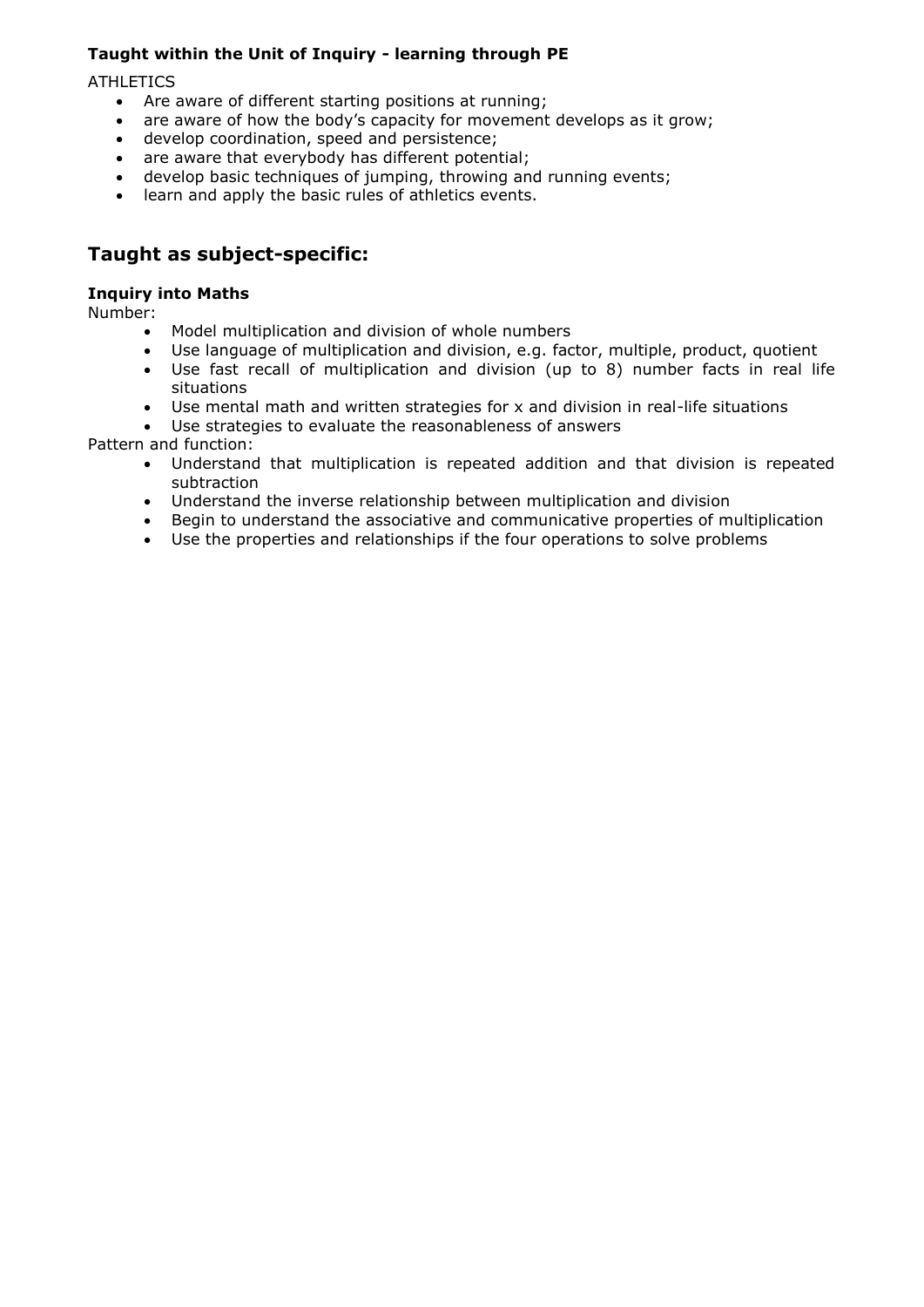**Taught within the Unit of Inquiry - learning through PE**

ATHLETICS

- Are aware of different starting positions at running;
- are aware of how the body's capacity for movement develops as it grow;
- develop coordination, speed and persistence;
- are aware that everybody has different potential;
- develop basic techniques of jumping, throwing and running events;
- learn and apply the basic rules of athletics events.

## Taught as subject-specific:

**Inquiry into Maths**

Number:

- Model multiplication and division of whole numbers
- Use language of multiplication and division, e.g. factor, multiple, product, quotient
- Use fast recall of multiplication and division (up to 8) number facts in real life situations
- Use mental math and written strategies for x and division in real-life situations
- Use strategies to evaluate the reasonableness of answers

Pattern and function:

- Understand that multiplication is repeated addition and that division is repeated subtraction
- Understand the inverse relationship between multiplication and division
- Begin to understand the associative and communicative properties of multiplication
- Use the properties and relationships if the four operations to solve problems